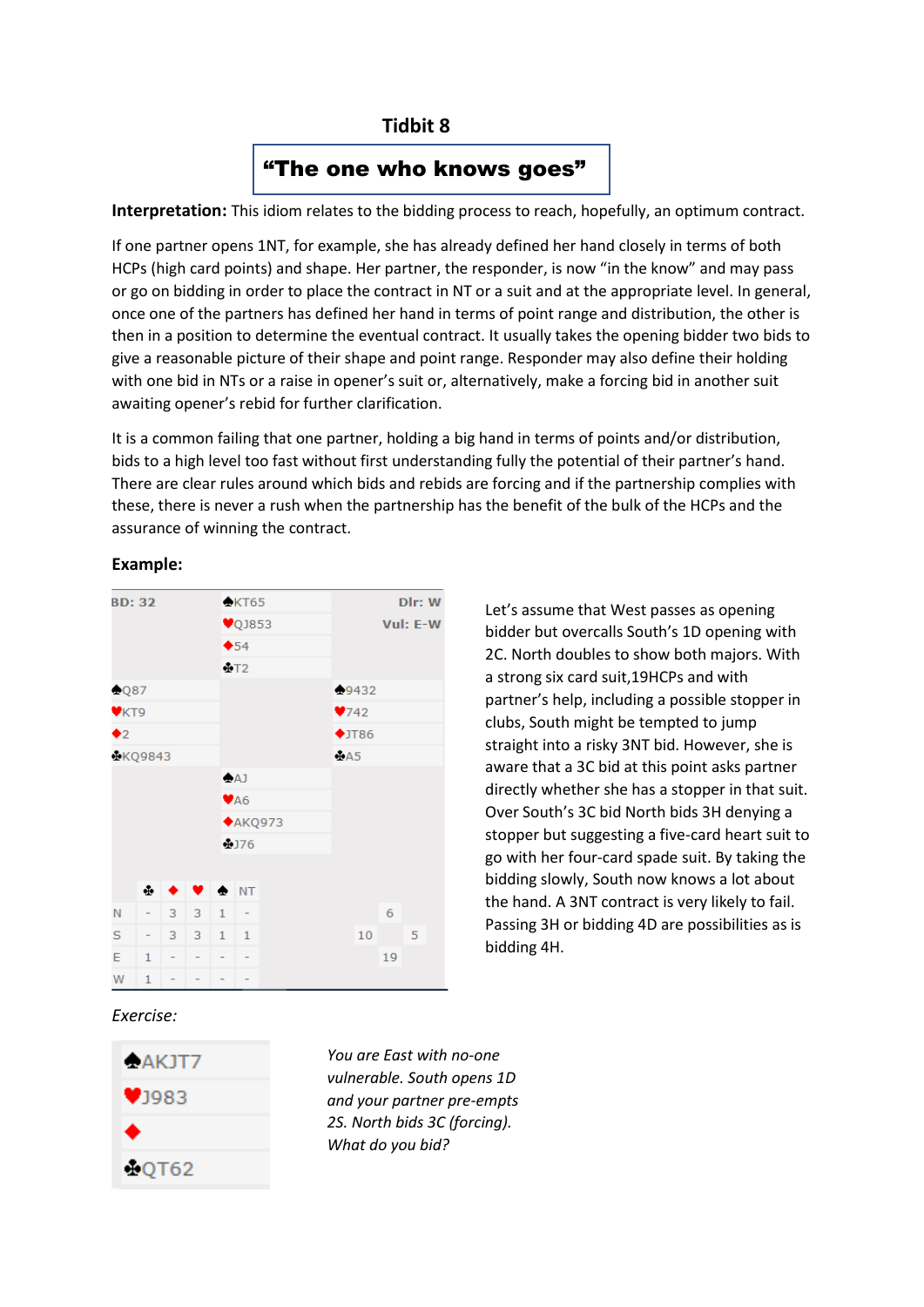# Tidbit 8

## "The one who knows goes"

**Interpretation:** This idiom relates to the bidding process to reach, hopefully, an optimum contract.

If one partner opens 1NT, for example, she has already defined her hand closely in terms of both HCPs (high card points) and shape. Her partner, the responder, is now "in the know" and may pass or go on bidding in order to place the contract in NT or a suit and at the appropriate level. In general, once one of the partners has defined her hand in terms of point range and distribution, the other is then in a position to determine the eventual contract. It usually takes the opening bidder two bids to give a reasonable picture of their shape and point range. Responder may also define their holding with one bid in NTs or a raise in opener's suit or, alternatively, make a forcing bid in another suit awaiting opener's rebid for further clarification.

It is a common failing that one partner, holding a big hand in terms of points and/or distribution, bids to a high level too fast without first understanding fully the potential of their partner's hand. There are clear rules around which bids and rebids are forcing and if the partnership complies with these, there is never a rush when the partnership has the benefit of the bulk of the HCPs and the assurance of winning the contract.

**Example:**

BD: 32 | Dlr: W | Vul: E-W

| | North | |
|---|---|---|
| | ♠KT65 | |
| | ♥QJ853 | |
| | ♦54 | |
| | ♣T2 | |
| **West** | | **East** |
| ♠Q87 | | ♠9432 |
| ♥KT9 | | ♥742 |
| ♦2 | | ♦JT86 |
| ♣KQ9843 | | ♣A5 |
| | **South** | |
| | ♠AJ | |
| | ♥A6 | |
| | ♦AKQ973 | |
| | ♣J76 | |

| | ♣ | ♦ | ♥ | ♠ | NT |
|---|---|---|---|---|---|
| N | - | 3 | 3 | 1 | - |
| S | - | 3 | 3 | 1 | 1 |
| E | 1 | - | - | - | - |
| W | 1 | - | - | - | - |

HCP: N 6, W 10, E 5, S 19

Let's assume that West passes as opening bidder but overcalls South's 1D opening with 2C. North doubles to show both majors. With a strong six card suit,19HCPs and with partner's help, including a possible stopper in clubs, South might be tempted to jump straight into a risky 3NT bid. However, she is aware that a 3C bid at this point asks partner directly whether she has a stopper in that suit. Over South's 3C bid North bids 3H denying a stopper but suggesting a five-card heart suit to go with her four-card spade suit. By taking the bidding slowly, South now knows a lot about the hand. A 3NT contract is very likely to fail. Passing 3H or bidding 4D are possibilities as is bidding 4H.

*Exercise:*

| |
|---|
| ♠AKJT7 |
| ♥J983 |
| ♦ |
| ♣QT62 |

*You are East with no-one vulnerable. South opens 1D and your partner pre-empts 2S. North bids 3C (forcing). What do you bid?*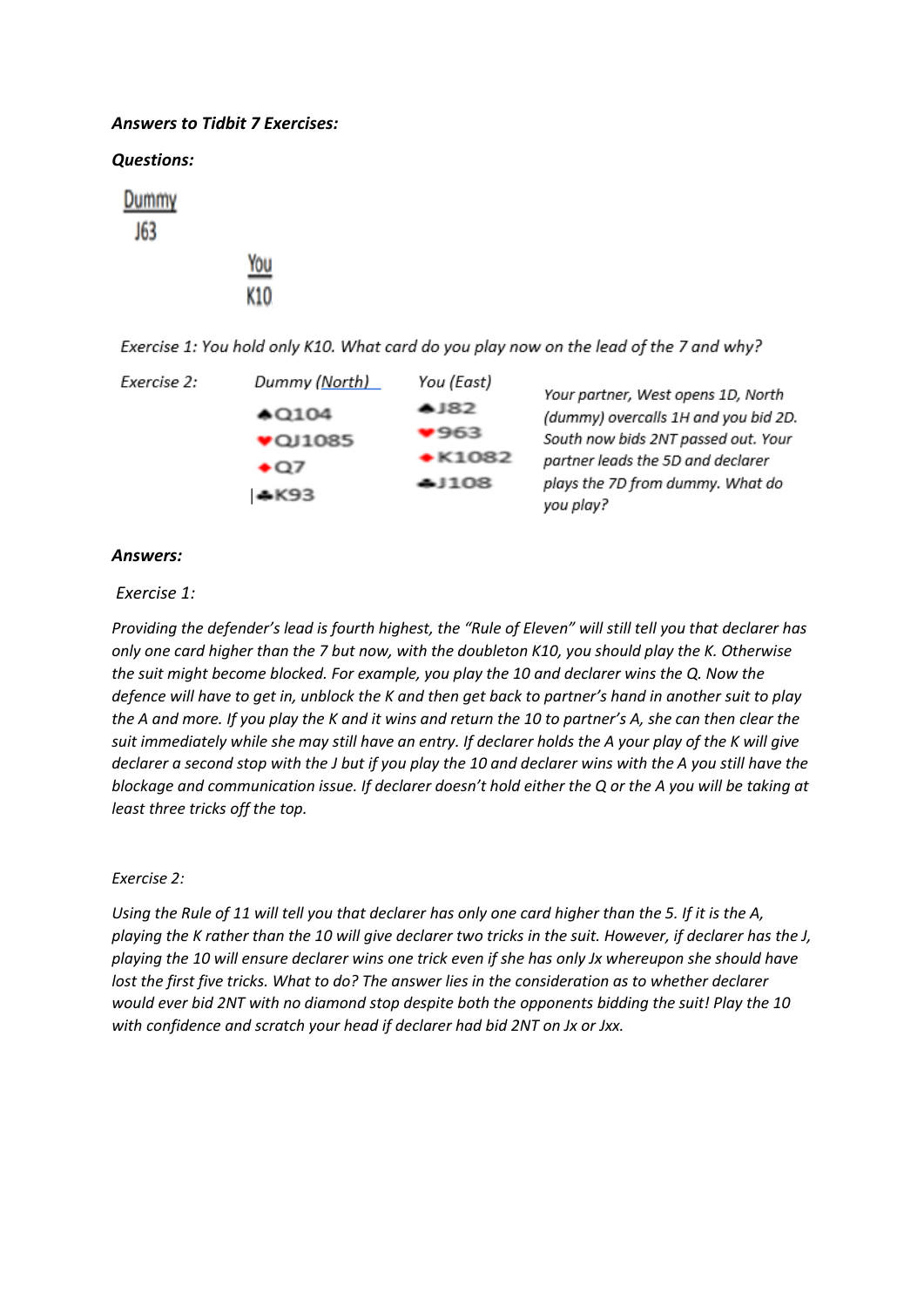***Answers to Tidbit 7 Exercises:***

***Questions:***

Dummy
J63

You
K10

*Exercise 1: You hold only K10. What card do you play now on the lead of the 7 and why?*

| *Exercise 2:* | *Dummy (North)* | *You (East)* | *Your partner, West opens 1D, North (dummy) overcalls 1H and you bid 2D. South now bids 2NT passed out. Your partner leads the 5D and declarer plays the 7D from dummy. What do you play?* |
|---|---|---|---|
| | ♠Q104 | ♠J82 | |
| | ♥QJ1085 | ♥963 | |
| | ♦Q7 | ♦K1082 | |
| | ♣K93 | ♣J108 | |

***Answers:***

*Exercise 1:*

*Providing the defender's lead is fourth highest, the "Rule of Eleven" will still tell you that declarer has only one card higher than the 7 but now, with the doubleton K10, you should play the K. Otherwise the suit might become blocked. For example, you play the 10 and declarer wins the Q. Now the defence will have to get in, unblock the K and then get back to partner's hand in another suit to play the A and more. If you play the K and it wins and return the 10 to partner's A, she can then clear the suit immediately while she may still have an entry. If declarer holds the A your play of the K will give declarer a second stop with the J but if you play the 10 and declarer wins with the A you still have the blockage and communication issue. If declarer doesn't hold either the Q or the A you will be taking at least three tricks off the top.*

*Exercise 2:*

*Using the Rule of 11 will tell you that declarer has only one card higher than the 5. If it is the A, playing the K rather than the 10 will give declarer two tricks in the suit. However, if declarer has the J, playing the 10 will ensure declarer wins one trick even if she has only Jx whereupon she should have lost the first five tricks. What to do? The answer lies in the consideration as to whether declarer would ever bid 2NT with no diamond stop despite both the opponents bidding the suit! Play the 10 with confidence and scratch your head if declarer had bid 2NT on Jx or Jxx.*